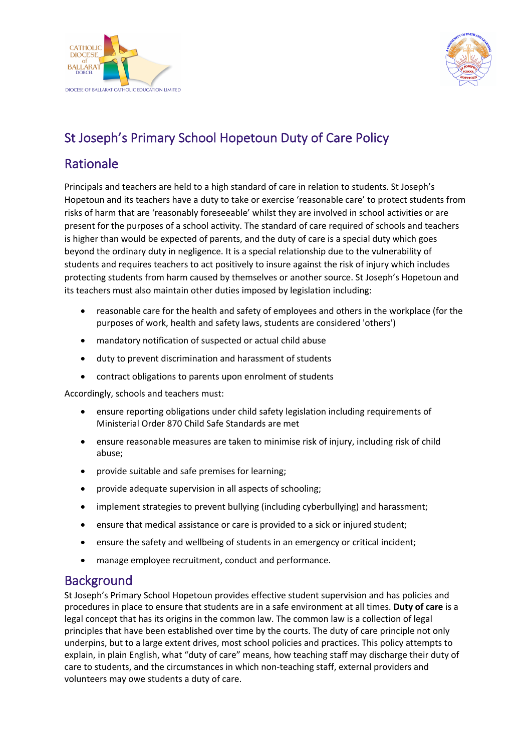# St Joseph's Primary School Hopetoun Duty of Care Policy

## Rationale

Principals and teachers are held to a high standard of care in relation to students. St Joseph's Hopetoun and its teachers have a duty to take or exercise 'reasonable care' to protect students from risks of harm that are 'reasonably foreseeable' whilst they are involved in school activities or are present for the purposes of a school activity. The standard of care required of schools and teachers is higher than would be expected of parents, and the duty of care is a special duty which goes beyond the ordinary duty in negligence. It is a special relationship due to the vulnerability of students and requires teachers to act positively to insure against the risk of injury which includes protecting students from harm caused by themselves or another source. St Joseph's Hopetoun and its teachers must also maintain other duties imposed by legislation including:

- reasonable care for the health and safety of employees and others in the workplace (for the purposes of work, health and safety laws, students are considered 'others')
- mandatory notification of suspected or actual child abuse
- duty to prevent discrimination and harassment of students
- contract obligations to parents upon enrolment of students

Accordingly, schools and teachers must:

- ensure reporting obligations under child safety legislation including requirements of Ministerial Order 870 Child Safe Standards are met
- ensure reasonable measures are taken to minimise risk of injury, including risk of child abuse;
- provide suitable and safe premises for learning;
- provide adequate supervision in all aspects of schooling;
- implement strategies to prevent bullying (including cyberbullying) and harassment;
- ensure that medical assistance or care is provided to a sick or injured student;
- ensure the safety and wellbeing of students in an emergency or critical incident;
- manage employee recruitment, conduct and performance.

## Background

St Joseph's Primary School Hopetoun provides effective student supervision and has policies and procedures in place to ensure that students are in a safe environment at all times. **Duty of care** is a legal concept that has its origins in the common law. The common law is a collection of legal principles that have been established over time by the courts. The duty of care principle not only underpins, but to a large extent drives, most school policies and practices. This policy attempts to explain, in plain English, what "duty of care" means, how teaching staff may discharge their duty of care to students, and the circumstances in which non-teaching staff, external providers and volunteers may owe students a duty of care.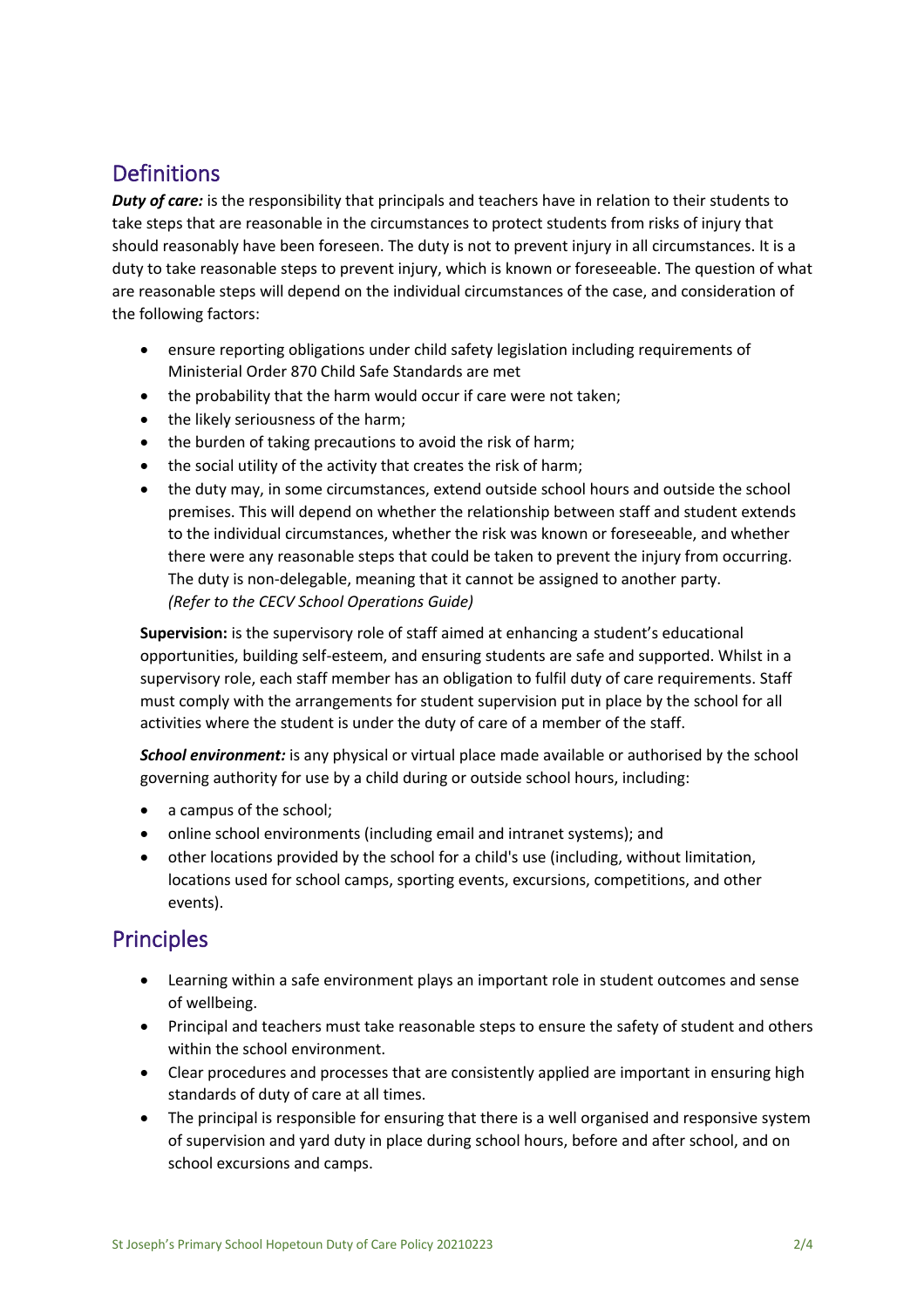## Definitions

***Duty of care:*** is the responsibility that principals and teachers have in relation to their students to take steps that are reasonable in the circumstances to protect students from risks of injury that should reasonably have been foreseen. The duty is not to prevent injury in all circumstances. It is a duty to take reasonable steps to prevent injury, which is known or foreseeable. The question of what are reasonable steps will depend on the individual circumstances of the case, and consideration of the following factors:

- ensure reporting obligations under child safety legislation including requirements of Ministerial Order 870 Child Safe Standards are met
- the probability that the harm would occur if care were not taken;
- the likely seriousness of the harm;
- the burden of taking precautions to avoid the risk of harm;
- the social utility of the activity that creates the risk of harm;
- the duty may, in some circumstances, extend outside school hours and outside the school premises. This will depend on whether the relationship between staff and student extends to the individual circumstances, whether the risk was known or foreseeable, and whether there were any reasonable steps that could be taken to prevent the injury from occurring. The duty is non-delegable, meaning that it cannot be assigned to another party. *(Refer to the CECV School Operations Guide)*

**Supervision:** is the supervisory role of staff aimed at enhancing a student's educational opportunities, building self-esteem, and ensuring students are safe and supported. Whilst in a supervisory role, each staff member has an obligation to fulfil duty of care requirements. Staff must comply with the arrangements for student supervision put in place by the school for all activities where the student is under the duty of care of a member of the staff.

***School environment:*** is any physical or virtual place made available or authorised by the school governing authority for use by a child during or outside school hours, including:

- a campus of the school;
- online school environments (including email and intranet systems); and
- other locations provided by the school for a child's use (including, without limitation, locations used for school camps, sporting events, excursions, competitions, and other events).

## Principles

- Learning within a safe environment plays an important role in student outcomes and sense of wellbeing.
- Principal and teachers must take reasonable steps to ensure the safety of student and others within the school environment.
- Clear procedures and processes that are consistently applied are important in ensuring high standards of duty of care at all times.
- The principal is responsible for ensuring that there is a well organised and responsive system of supervision and yard duty in place during school hours, before and after school, and on school excursions and camps.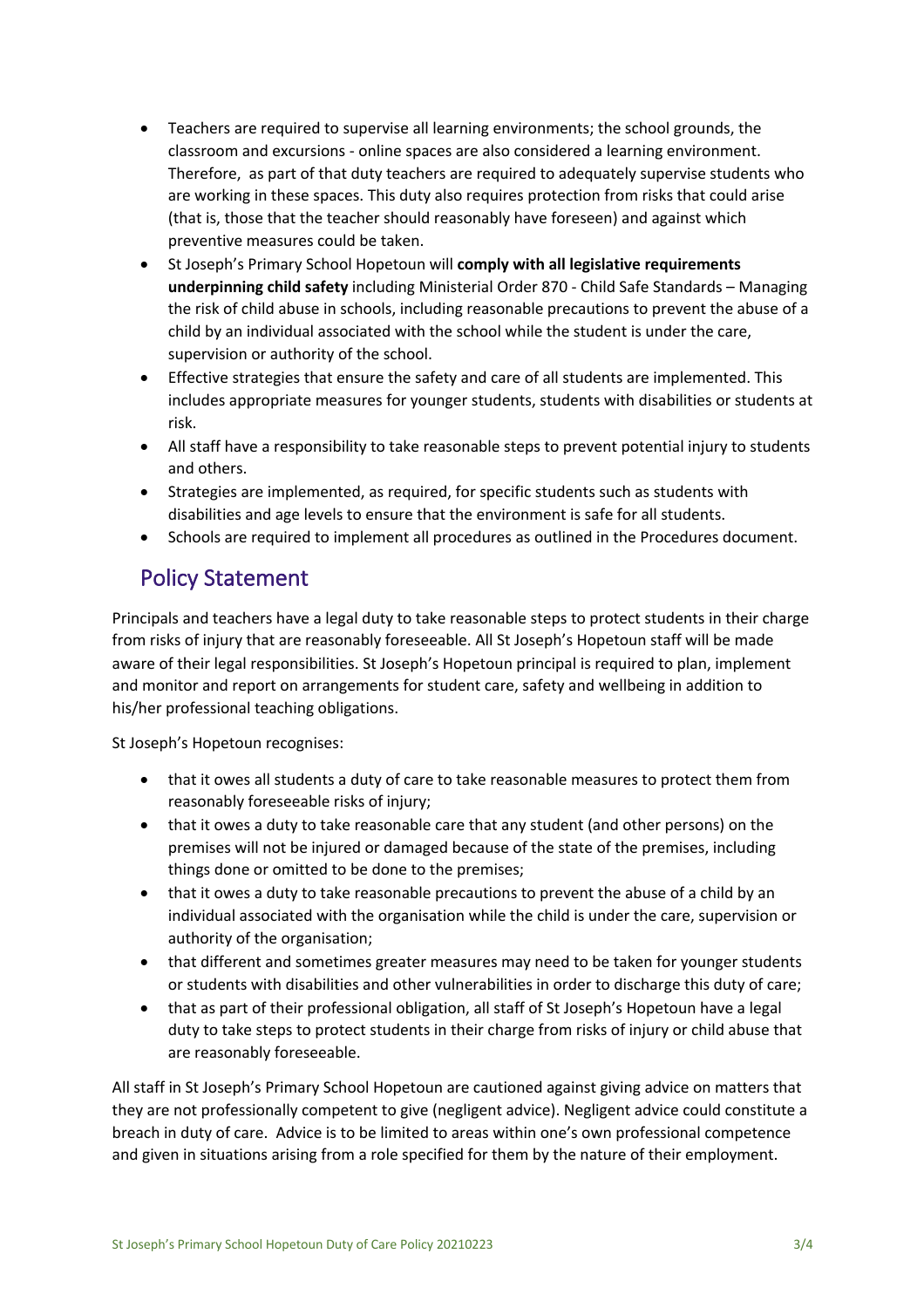- Teachers are required to supervise all learning environments; the school grounds, the classroom and excursions - online spaces are also considered a learning environment. Therefore, as part of that duty teachers are required to adequately supervise students who are working in these spaces. This duty also requires protection from risks that could arise (that is, those that the teacher should reasonably have foreseen) and against which preventive measures could be taken.
- St Joseph's Primary School Hopetoun will **comply with all legislative requirements underpinning child safety** including Ministerial Order 870 - Child Safe Standards – Managing the risk of child abuse in schools, including reasonable precautions to prevent the abuse of a child by an individual associated with the school while the student is under the care, supervision or authority of the school.
- Effective strategies that ensure the safety and care of all students are implemented. This includes appropriate measures for younger students, students with disabilities or students at risk.
- All staff have a responsibility to take reasonable steps to prevent potential injury to students and others.
- Strategies are implemented, as required, for specific students such as students with disabilities and age levels to ensure that the environment is safe for all students.
- Schools are required to implement all procedures as outlined in the Procedures document.

## Policy Statement

Principals and teachers have a legal duty to take reasonable steps to protect students in their charge from risks of injury that are reasonably foreseeable. All St Joseph's Hopetoun staff will be made aware of their legal responsibilities. St Joseph's Hopetoun principal is required to plan, implement and monitor and report on arrangements for student care, safety and wellbeing in addition to his/her professional teaching obligations.

St Joseph's Hopetoun recognises:

- that it owes all students a duty of care to take reasonable measures to protect them from reasonably foreseeable risks of injury;
- that it owes a duty to take reasonable care that any student (and other persons) on the premises will not be injured or damaged because of the state of the premises, including things done or omitted to be done to the premises;
- that it owes a duty to take reasonable precautions to prevent the abuse of a child by an individual associated with the organisation while the child is under the care, supervision or authority of the organisation;
- that different and sometimes greater measures may need to be taken for younger students or students with disabilities and other vulnerabilities in order to discharge this duty of care;
- that as part of their professional obligation, all staff of St Joseph's Hopetoun have a legal duty to take steps to protect students in their charge from risks of injury or child abuse that are reasonably foreseeable.

All staff in St Joseph's Primary School Hopetoun are cautioned against giving advice on matters that they are not professionally competent to give (negligent advice). Negligent advice could constitute a breach in duty of care. Advice is to be limited to areas within one's own professional competence and given in situations arising from a role specified for them by the nature of their employment.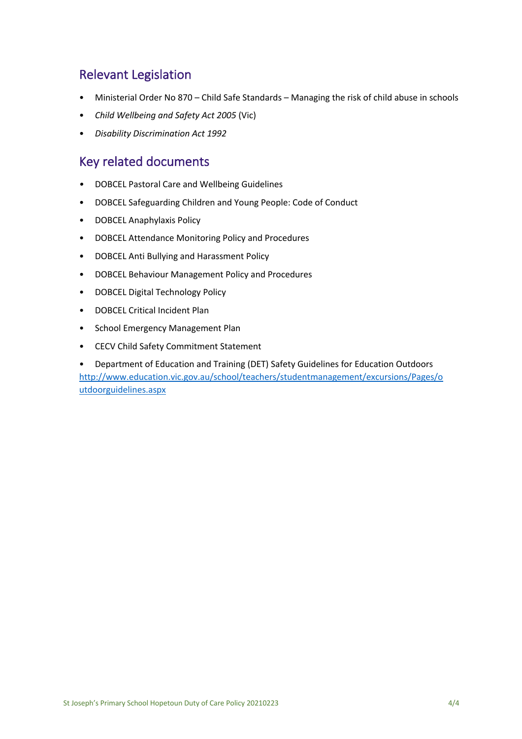## Relevant Legislation

- Ministerial Order No 870 – Child Safe Standards – Managing the risk of child abuse in schools
- *Child Wellbeing and Safety Act 2005* (Vic)
- *Disability Discrimination Act 1992*

## Key related documents

- DOBCEL Pastoral Care and Wellbeing Guidelines
- DOBCEL Safeguarding Children and Young People: Code of Conduct
- DOBCEL Anaphylaxis Policy
- DOBCEL Attendance Monitoring Policy and Procedures
- DOBCEL Anti Bullying and Harassment Policy
- DOBCEL Behaviour Management Policy and Procedures
- DOBCEL Digital Technology Policy
- DOBCEL Critical Incident Plan
- School Emergency Management Plan
- CECV Child Safety Commitment Statement
- Department of Education and Training (DET) Safety Guidelines for Education Outdoors http://www.education.vic.gov.au/school/teachers/studentmanagement/excursions/Pages/outdoorguidelines.aspx